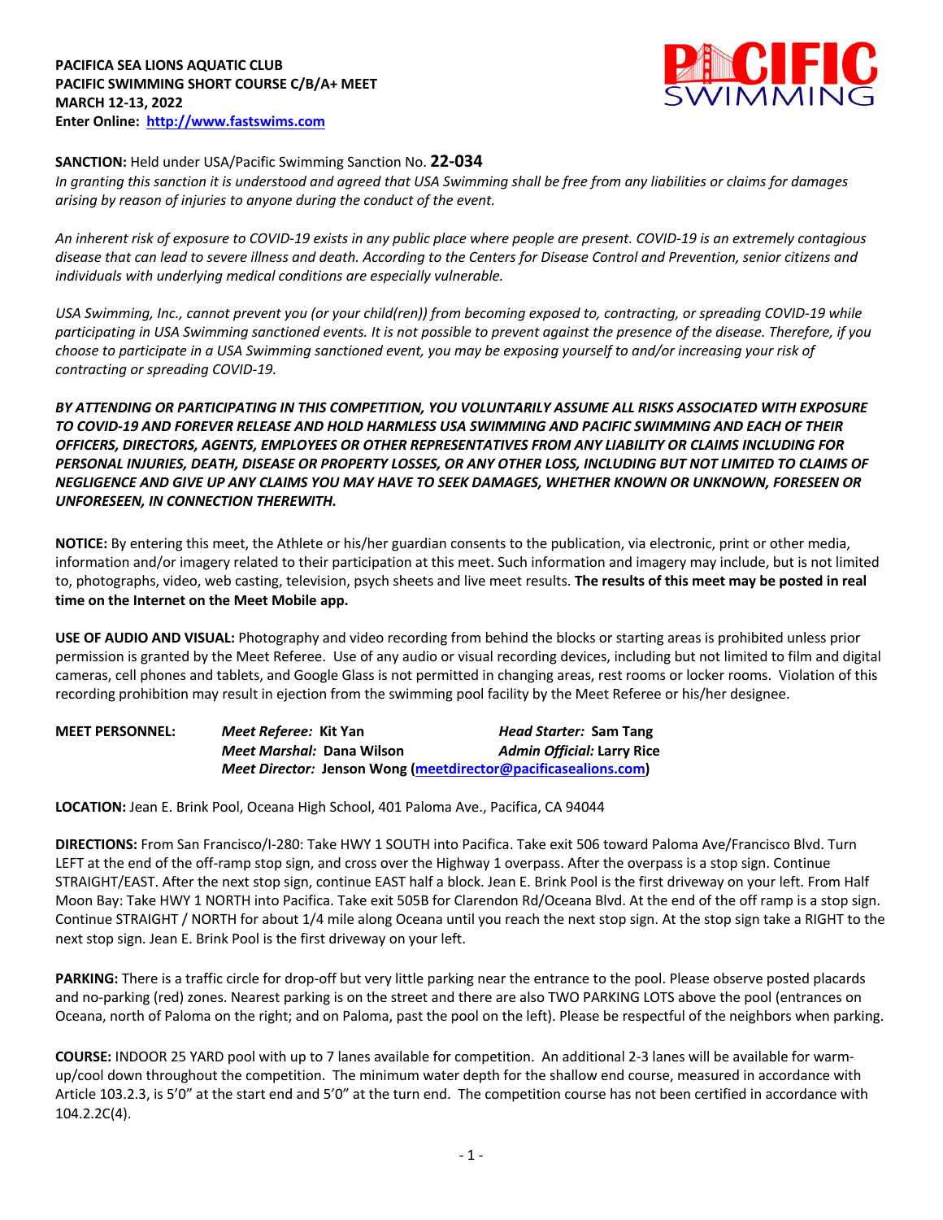**PACIFICA SEA LIONS AQUATIC CLUB**
**PACIFIC SWIMMING SHORT COURSE C/B/A+ MEET**
**MARCH 12-13, 2022**
**Enter Online: [http://www.fastswims.com](http://www.fastswims.com)**

**SANCTION:** Held under USA/Pacific Swimming Sanction No. **22-034**
*In granting this sanction it is understood and agreed that USA Swimming shall be free from any liabilities or claims for damages arising by reason of injuries to anyone during the conduct of the event.*

*An inherent risk of exposure to COVID-19 exists in any public place where people are present. COVID-19 is an extremely contagious disease that can lead to severe illness and death. According to the Centers for Disease Control and Prevention, senior citizens and individuals with underlying medical conditions are especially vulnerable.*

*USA Swimming, Inc., cannot prevent you (or your child(ren)) from becoming exposed to, contracting, or spreading COVID-19 while participating in USA Swimming sanctioned events. It is not possible to prevent against the presence of the disease. Therefore, if you choose to participate in a USA Swimming sanctioned event, you may be exposing yourself to and/or increasing your risk of contracting or spreading COVID-19.*

***BY ATTENDING OR PARTICIPATING IN THIS COMPETITION, YOU VOLUNTARILY ASSUME ALL RISKS ASSOCIATED WITH EXPOSURE TO COVID-19 AND FOREVER RELEASE AND HOLD HARMLESS USA SWIMMING AND PACIFIC SWIMMING AND EACH OF THEIR OFFICERS, DIRECTORS, AGENTS, EMPLOYEES OR OTHER REPRESENTATIVES FROM ANY LIABILITY OR CLAIMS INCLUDING FOR PERSONAL INJURIES, DEATH, DISEASE OR PROPERTY LOSSES, OR ANY OTHER LOSS, INCLUDING BUT NOT LIMITED TO CLAIMS OF NEGLIGENCE AND GIVE UP ANY CLAIMS YOU MAY HAVE TO SEEK DAMAGES, WHETHER KNOWN OR UNKNOWN, FORESEEN OR UNFORESEEN, IN CONNECTION THEREWITH.***

**NOTICE:** By entering this meet, the Athlete or his/her guardian consents to the publication, via electronic, print or other media, information and/or imagery related to their participation at this meet. Such information and imagery may include, but is not limited to, photographs, video, web casting, television, psych sheets and live meet results. **The results of this meet may be posted in real time on the Internet on the Meet Mobile app.**

**USE OF AUDIO AND VISUAL:** Photography and video recording from behind the blocks or starting areas is prohibited unless prior permission is granted by the Meet Referee. Use of any audio or visual recording devices, including but not limited to film and digital cameras, cell phones and tablets, and Google Glass is not permitted in changing areas, rest rooms or locker rooms. Violation of this recording prohibition may result in ejection from the swimming pool facility by the Meet Referee or his/her designee.

**MEET PERSONNEL:**
***Meet Referee:* Kit Yan**
***Head Starter:* Sam Tang**
***Meet Marshal:* Dana Wilson**
***Admin Official:* Larry Rice**
***Meet Director:* Jenson Wong ([meetdirector@pacificasealions.com](mailto:meetdirector@pacificasealions.com))**

**LOCATION:** Jean E. Brink Pool, Oceana High School, 401 Paloma Ave., Pacifica, CA 94044

**DIRECTIONS:** From San Francisco/I-280: Take HWY 1 SOUTH into Pacifica. Take exit 506 toward Paloma Ave/Francisco Blvd. Turn LEFT at the end of the off-ramp stop sign, and cross over the Highway 1 overpass. After the overpass is a stop sign. Continue STRAIGHT/EAST. After the next stop sign, continue EAST half a block. Jean E. Brink Pool is the first driveway on your left. From Half Moon Bay: Take HWY 1 NORTH into Pacifica. Take exit 505B for Clarendon Rd/Oceana Blvd. At the end of the off ramp is a stop sign. Continue STRAIGHT / NORTH for about 1/4 mile along Oceana until you reach the next stop sign. At the stop sign take a RIGHT to the next stop sign. Jean E. Brink Pool is the first driveway on your left.

**PARKING:** There is a traffic circle for drop-off but very little parking near the entrance to the pool. Please observe posted placards and no-parking (red) zones. Nearest parking is on the street and there are also TWO PARKING LOTS above the pool (entrances on Oceana, north of Paloma on the right; and on Paloma, past the pool on the left). Please be respectful of the neighbors when parking.

**COURSE:** INDOOR 25 YARD pool with up to 7 lanes available for competition. An additional 2-3 lanes will be available for warm-up/cool down throughout the competition. The minimum water depth for the shallow end course, measured in accordance with Article 103.2.3, is 5'0" at the start end and 5'0" at the turn end. The competition course has not been certified in accordance with 104.2.2C(4).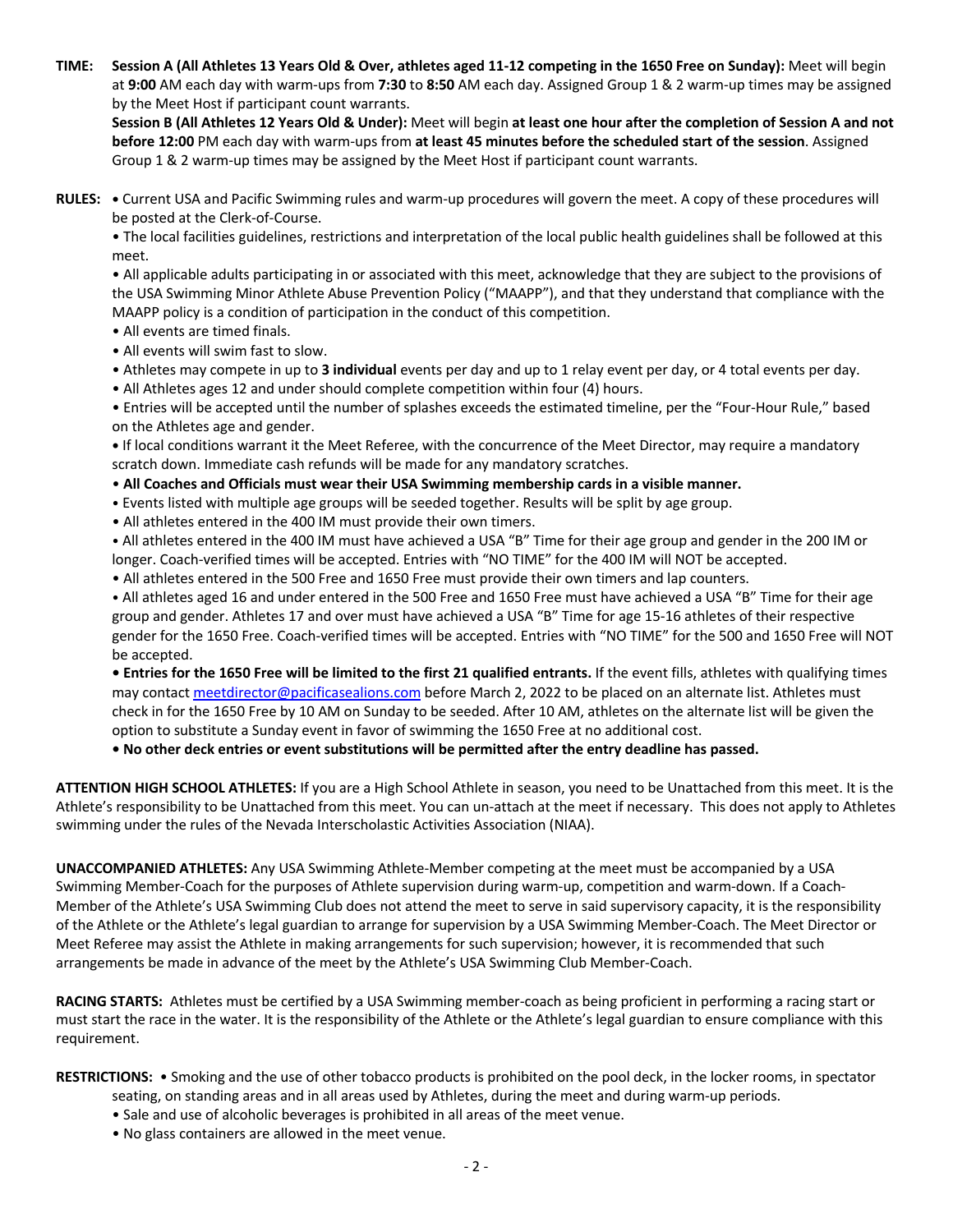**TIME:** **Session A (All Athletes 13 Years Old & Over, athletes aged 11-12 competing in the 1650 Free on Sunday):** Meet will begin at **9:00** AM each day with warm-ups from **7:30** to **8:50** AM each day. Assigned Group 1 & 2 warm-up times may be assigned by the Meet Host if participant count warrants.

**Session B (All Athletes 12 Years Old & Under):** Meet will begin **at least one hour after the completion of Session A and not before 12:00** PM each day with warm-ups from **at least 45 minutes before the scheduled start of the session**. Assigned Group 1 & 2 warm-up times may be assigned by the Meet Host if participant count warrants.

**RULES:** • Current USA and Pacific Swimming rules and warm-up procedures will govern the meet. A copy of these procedures will be posted at the Clerk-of-Course.

• The local facilities guidelines, restrictions and interpretation of the local public health guidelines shall be followed at this meet.

• All applicable adults participating in or associated with this meet, acknowledge that they are subject to the provisions of the USA Swimming Minor Athlete Abuse Prevention Policy ("MAAPP"), and that they understand that compliance with the MAAPP policy is a condition of participation in the conduct of this competition.

• All events are timed finals.

• All events will swim fast to slow.

• Athletes may compete in up to **3 individual** events per day and up to 1 relay event per day, or 4 total events per day.

• All Athletes ages 12 and under should complete competition within four (4) hours.

• Entries will be accepted until the number of splashes exceeds the estimated timeline, per the "Four-Hour Rule," based on the Athletes age and gender.

• If local conditions warrant it the Meet Referee, with the concurrence of the Meet Director, may require a mandatory scratch down. Immediate cash refunds will be made for any mandatory scratches.

• **All Coaches and Officials must wear their USA Swimming membership cards in a visible manner.**

• Events listed with multiple age groups will be seeded together. Results will be split by age group.

• All athletes entered in the 400 IM must provide their own timers.

• All athletes entered in the 400 IM must have achieved a USA "B" Time for their age group and gender in the 200 IM or longer. Coach-verified times will be accepted. Entries with "NO TIME" for the 400 IM will NOT be accepted.

• All athletes entered in the 500 Free and 1650 Free must provide their own timers and lap counters.

• All athletes aged 16 and under entered in the 500 Free and 1650 Free must have achieved a USA "B" Time for their age group and gender. Athletes 17 and over must have achieved a USA "B" Time for age 15-16 athletes of their respective gender for the 1650 Free. Coach-verified times will be accepted. Entries with "NO TIME" for the 500 and 1650 Free will NOT be accepted.

• **Entries for the 1650 Free will be limited to the first 21 qualified entrants.** If the event fills, athletes with qualifying times may contact meetdirector@pacificasealions.com before March 2, 2022 to be placed on an alternate list. Athletes must check in for the 1650 Free by 10 AM on Sunday to be seeded. After 10 AM, athletes on the alternate list will be given the option to substitute a Sunday event in favor of swimming the 1650 Free at no additional cost.

• **No other deck entries or event substitutions will be permitted after the entry deadline has passed.**

**ATTENTION HIGH SCHOOL ATHLETES:** If you are a High School Athlete in season, you need to be Unattached from this meet. It is the Athlete's responsibility to be Unattached from this meet. You can un-attach at the meet if necessary. This does not apply to Athletes swimming under the rules of the Nevada Interscholastic Activities Association (NIAA).

**UNACCOMPANIED ATHLETES:** Any USA Swimming Athlete-Member competing at the meet must be accompanied by a USA Swimming Member-Coach for the purposes of Athlete supervision during warm-up, competition and warm-down. If a Coach-Member of the Athlete's USA Swimming Club does not attend the meet to serve in said supervisory capacity, it is the responsibility of the Athlete or the Athlete's legal guardian to arrange for supervision by a USA Swimming Member-Coach. The Meet Director or Meet Referee may assist the Athlete in making arrangements for such supervision; however, it is recommended that such arrangements be made in advance of the meet by the Athlete's USA Swimming Club Member-Coach.

**RACING STARTS:** Athletes must be certified by a USA Swimming member-coach as being proficient in performing a racing start or must start the race in the water. It is the responsibility of the Athlete or the Athlete's legal guardian to ensure compliance with this requirement.

**RESTRICTIONS:** • Smoking and the use of other tobacco products is prohibited on the pool deck, in the locker rooms, in spectator seating, on standing areas and in all areas used by Athletes, during the meet and during warm-up periods.

• Sale and use of alcoholic beverages is prohibited in all areas of the meet venue.

• No glass containers are allowed in the meet venue.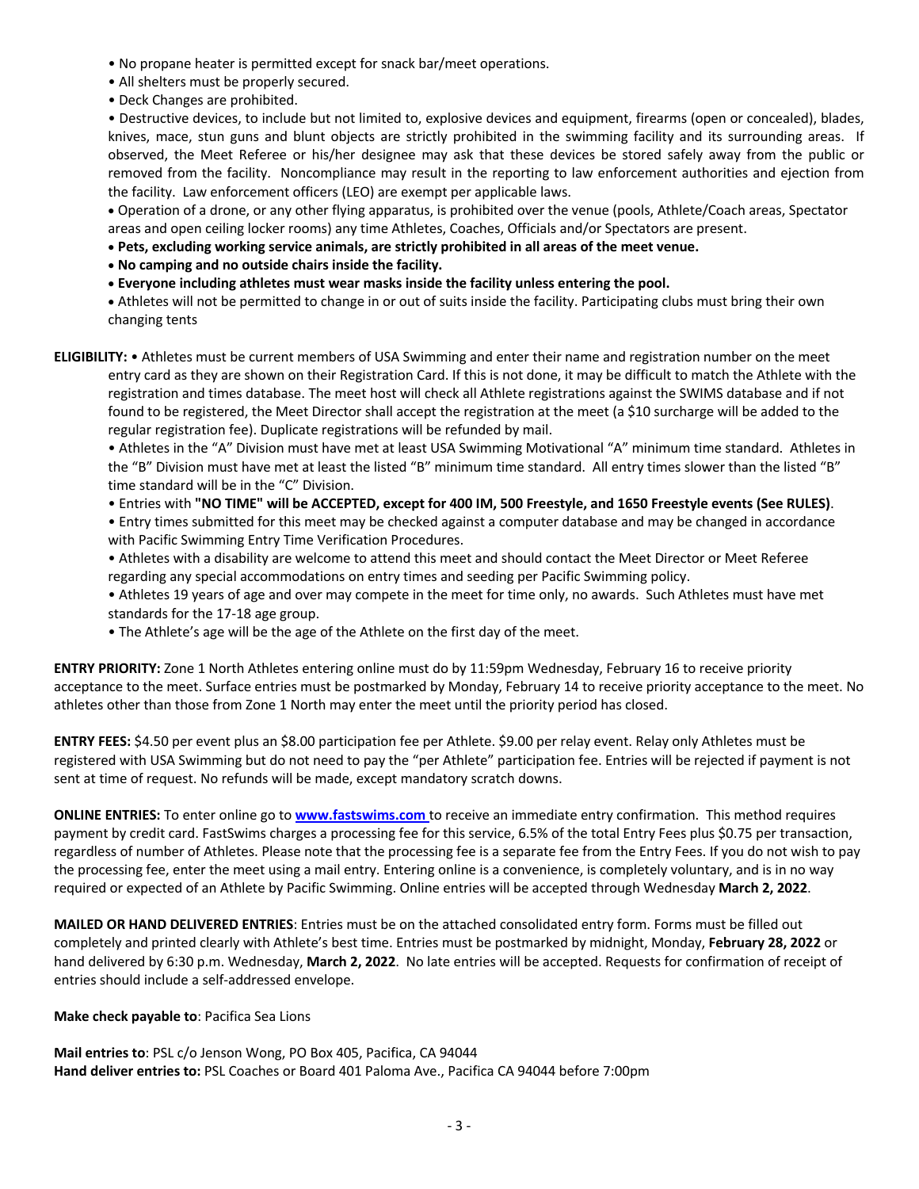- No propane heater is permitted except for snack bar/meet operations.
- All shelters must be properly secured.
- Deck Changes are prohibited.
- Destructive devices, to include but not limited to, explosive devices and equipment, firearms (open or concealed), blades, knives, mace, stun guns and blunt objects are strictly prohibited in the swimming facility and its surrounding areas. If observed, the Meet Referee or his/her designee may ask that these devices be stored safely away from the public or removed from the facility. Noncompliance may result in the reporting to law enforcement authorities and ejection from the facility. Law enforcement officers (LEO) are exempt per applicable laws.
- Operation of a drone, or any other flying apparatus, is prohibited over the venue (pools, Athlete/Coach areas, Spectator areas and open ceiling locker rooms) any time Athletes, Coaches, Officials and/or Spectators are present.
- **Pets, excluding working service animals, are strictly prohibited in all areas of the meet venue.**
- **No camping and no outside chairs inside the facility.**
- **Everyone including athletes must wear masks inside the facility unless entering the pool.**
- Athletes will not be permitted to change in or out of suits inside the facility. Participating clubs must bring their own changing tents

**ELIGIBILITY:** • Athletes must be current members of USA Swimming and enter their name and registration number on the meet entry card as they are shown on their Registration Card. If this is not done, it may be difficult to match the Athlete with the registration and times database. The meet host will check all Athlete registrations against the SWIMS database and if not found to be registered, the Meet Director shall accept the registration at the meet (a $10 surcharge will be added to the regular registration fee). Duplicate registrations will be refunded by mail.

- Athletes in the "A" Division must have met at least USA Swimming Motivational "A" minimum time standard. Athletes in the "B" Division must have met at least the listed "B" minimum time standard. All entry times slower than the listed "B" time standard will be in the "C" Division.
- Entries with **"NO TIME" will be ACCEPTED, except for 400 IM, 500 Freestyle, and 1650 Freestyle events (See RULES)**.
- Entry times submitted for this meet may be checked against a computer database and may be changed in accordance with Pacific Swimming Entry Time Verification Procedures.
- Athletes with a disability are welcome to attend this meet and should contact the Meet Director or Meet Referee regarding any special accommodations on entry times and seeding per Pacific Swimming policy.
- Athletes 19 years of age and over may compete in the meet for time only, no awards. Such Athletes must have met standards for the 17-18 age group.
- The Athlete's age will be the age of the Athlete on the first day of the meet.

**ENTRY PRIORITY:** Zone 1 North Athletes entering online must do by 11:59pm Wednesday, February 16 to receive priority acceptance to the meet. Surface entries must be postmarked by Monday, February 14 to receive priority acceptance to the meet. No athletes other than those from Zone 1 North may enter the meet until the priority period has closed.

**ENTRY FEES:** $4.50 per event plus an $8.00 participation fee per Athlete. $9.00 per relay event. Relay only Athletes must be registered with USA Swimming but do not need to pay the "per Athlete" participation fee. Entries will be rejected if payment is not sent at time of request. No refunds will be made, except mandatory scratch downs.

**ONLINE ENTRIES:** To enter online go to **www.fastswims.com** to receive an immediate entry confirmation. This method requires payment by credit card. FastSwims charges a processing fee for this service, 6.5% of the total Entry Fees plus $0.75 per transaction, regardless of number of Athletes. Please note that the processing fee is a separate fee from the Entry Fees. If you do not wish to pay the processing fee, enter the meet using a mail entry. Entering online is a convenience, is completely voluntary, and is in no way required or expected of an Athlete by Pacific Swimming. Online entries will be accepted through Wednesday **March 2, 2022**.

**MAILED OR HAND DELIVERED ENTRIES**: Entries must be on the attached consolidated entry form. Forms must be filled out completely and printed clearly with Athlete's best time. Entries must be postmarked by midnight, Monday, **February 28, 2022** or hand delivered by 6:30 p.m. Wednesday, **March 2, 2022**. No late entries will be accepted. Requests for confirmation of receipt of entries should include a self-addressed envelope.

**Make check payable to**: Pacifica Sea Lions

**Mail entries to**: PSL c/o Jenson Wong, PO Box 405, Pacifica, CA 94044
**Hand deliver entries to:** PSL Coaches or Board 401 Paloma Ave., Pacifica CA 94044 before 7:00pm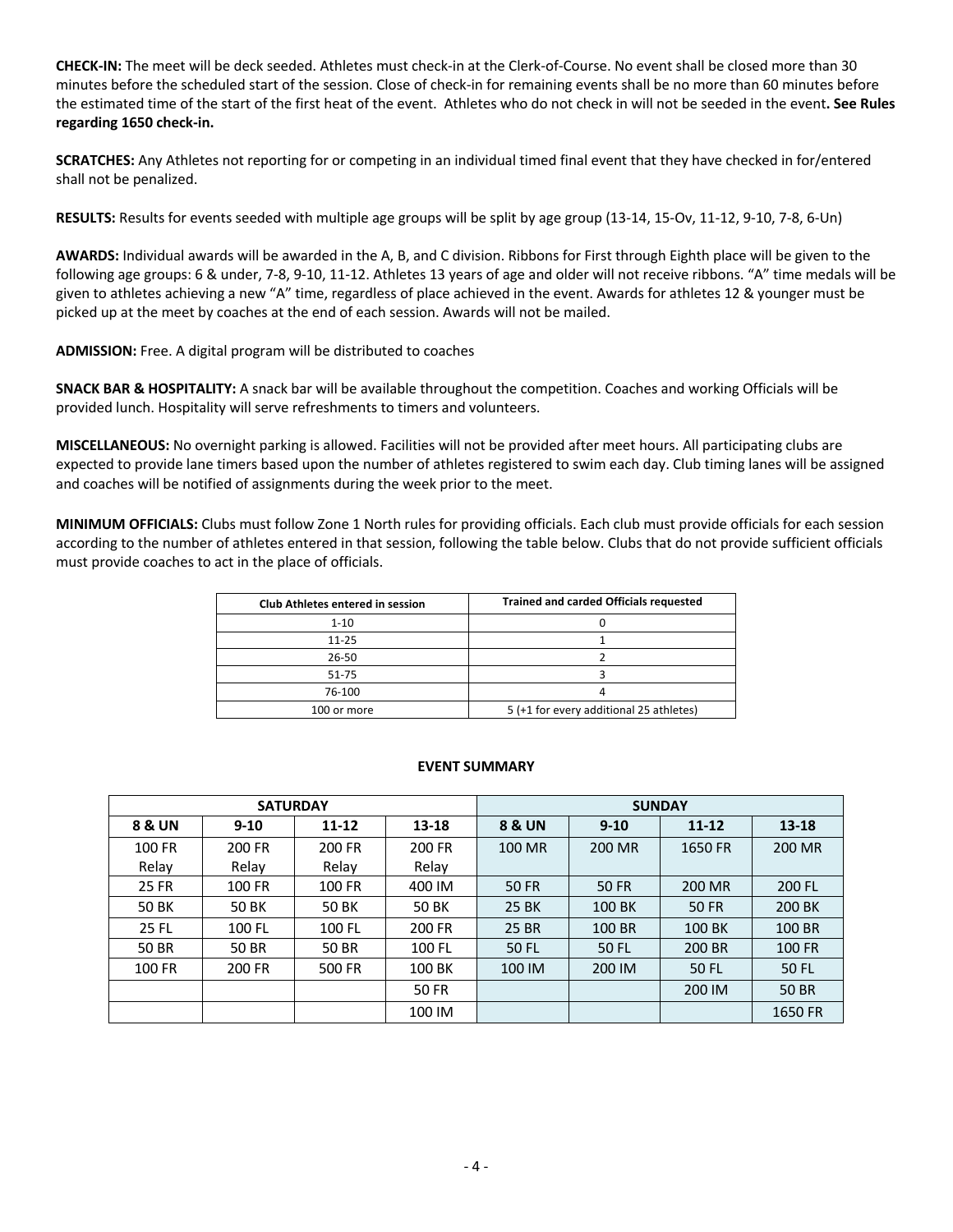**CHECK-IN:** The meet will be deck seeded. Athletes must check-in at the Clerk-of-Course. No event shall be closed more than 30 minutes before the scheduled start of the session. Close of check-in for remaining events shall be no more than 60 minutes before the estimated time of the start of the first heat of the event. Athletes who do not check in will not be seeded in the event**. See Rules regarding 1650 check-in.**

**SCRATCHES:** Any Athletes not reporting for or competing in an individual timed final event that they have checked in for/entered shall not be penalized.

**RESULTS:** Results for events seeded with multiple age groups will be split by age group (13-14, 15-Ov, 11-12, 9-10, 7-8, 6-Un)

**AWARDS:** Individual awards will be awarded in the A, B, and C division. Ribbons for First through Eighth place will be given to the following age groups: 6 & under, 7-8, 9-10, 11-12. Athletes 13 years of age and older will not receive ribbons. "A" time medals will be given to athletes achieving a new "A" time, regardless of place achieved in the event. Awards for athletes 12 & younger must be picked up at the meet by coaches at the end of each session. Awards will not be mailed.

**ADMISSION:** Free. A digital program will be distributed to coaches

**SNACK BAR & HOSPITALITY:** A snack bar will be available throughout the competition. Coaches and working Officials will be provided lunch. Hospitality will serve refreshments to timers and volunteers.

**MISCELLANEOUS:** No overnight parking is allowed. Facilities will not be provided after meet hours. All participating clubs are expected to provide lane timers based upon the number of athletes registered to swim each day. Club timing lanes will be assigned and coaches will be notified of assignments during the week prior to the meet.

**MINIMUM OFFICIALS:** Clubs must follow Zone 1 North rules for providing officials. Each club must provide officials for each session according to the number of athletes entered in that session, following the table below. Clubs that do not provide sufficient officials must provide coaches to act in the place of officials.

| Club Athletes entered in session | Trained and carded Officials requested |
|---|---|
| 1-10 | 0 |
| 11-25 | 1 |
| 26-50 | 2 |
| 51-75 | 3 |
| 76-100 | 4 |
| 100 or more | 5 (+1 for every additional 25 athletes) |

**EVENT SUMMARY**

| SATURDAY | | | | SUNDAY | | | |
|---|---|---|---|---|---|---|---|
| **8 & UN** | **9-10** | **11-12** | **13-18** | **8 & UN** | **9-10** | **11-12** | **13-18** |
| 100 FR Relay | 200 FR Relay | 200 FR Relay | 200 FR Relay | 100 MR | 200 MR | 1650 FR | 200 MR |
| 25 FR | 100 FR | 100 FR | 400 IM | 50 FR | 50 FR | 200 MR | 200 FL |
| 50 BK | 50 BK | 50 BK | 50 BK | 25 BK | 100 BK | 50 FR | 200 BK |
| 25 FL | 100 FL | 100 FL | 200 FR | 25 BR | 100 BR | 100 BK | 100 BR |
| 50 BR | 50 BR | 50 BR | 100 FL | 50 FL | 50 FL | 200 BR | 100 FR |
| 100 FR | 200 FR | 500 FR | 100 BK | 100 IM | 200 IM | 50 FL | 50 FL |
| | | | 50 FR | | | 200 IM | 50 BR |
| | | | 100 IM | | | | 1650 FR |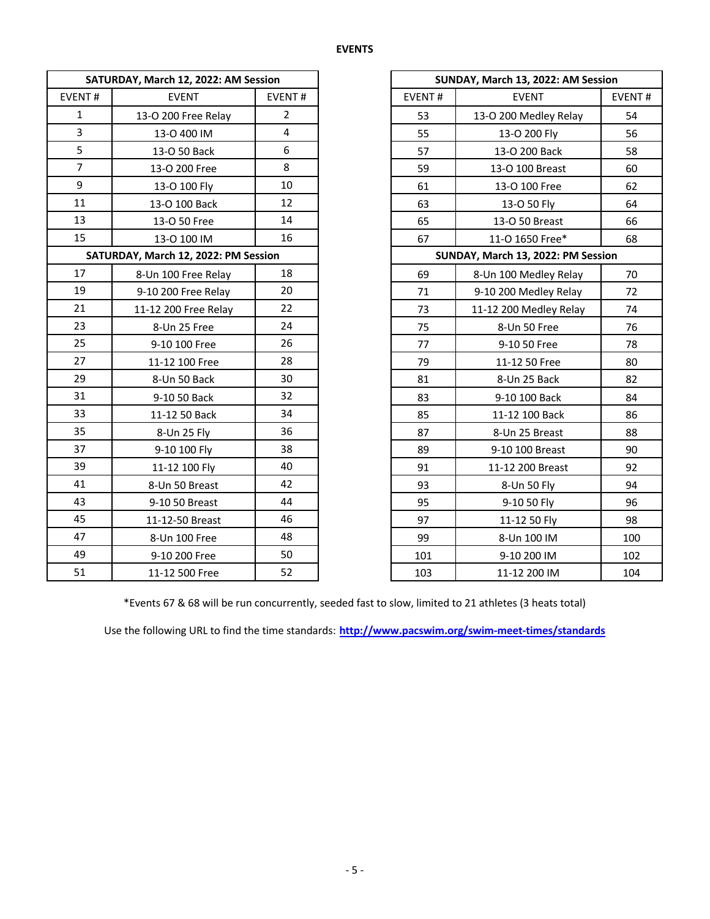## EVENTS

| EVENT # | EVENT | EVENT # |
|---|---|---|
| **SATURDAY, March 12, 2022: AM Session** | | |
| 1 | 13-O 200 Free Relay | 2 |
| 3 | 13-O 400 IM | 4 |
| 5 | 13-O 50 Back | 6 |
| 7 | 13-O 200 Free | 8 |
| 9 | 13-O 100 Fly | 10 |
| 11 | 13-O 100 Back | 12 |
| 13 | 13-O 50 Free | 14 |
| 15 | 13-O 100 IM | 16 |
| **SATURDAY, March 12, 2022: PM Session** | | |
| 17 | 8-Un 100 Free Relay | 18 |
| 19 | 9-10 200 Free Relay | 20 |
| 21 | 11-12 200 Free Relay | 22 |
| 23 | 8-Un 25 Free | 24 |
| 25 | 9-10 100 Free | 26 |
| 27 | 11-12 100 Free | 28 |
| 29 | 8-Un 50 Back | 30 |
| 31 | 9-10 50 Back | 32 |
| 33 | 11-12 50 Back | 34 |
| 35 | 8-Un 25 Fly | 36 |
| 37 | 9-10 100 Fly | 38 |
| 39 | 11-12 100 Fly | 40 |
| 41 | 8-Un 50 Breast | 42 |
| 43 | 9-10 50 Breast | 44 |
| 45 | 11-12-50 Breast | 46 |
| 47 | 8-Un 100 Free | 48 |
| 49 | 9-10 200 Free | 50 |
| 51 | 11-12 500 Free | 52 |

| EVENT # | EVENT | EVENT # |
|---|---|---|
| **SUNDAY, March 13, 2022: AM Session** | | |
| 53 | 13-O 200 Medley Relay | 54 |
| 55 | 13-O 200 Fly | 56 |
| 57 | 13-O 200 Back | 58 |
| 59 | 13-O 100 Breast | 60 |
| 61 | 13-O 100 Free | 62 |
| 63 | 13-O 50 Fly | 64 |
| 65 | 13-O 50 Breast | 66 |
| 67 | 11-O 1650 Free* | 68 |
| **SUNDAY, March 13, 2022: PM Session** | | |
| 69 | 8-Un 100 Medley Relay | 70 |
| 71 | 9-10 200 Medley Relay | 72 |
| 73 | 11-12 200 Medley Relay | 74 |
| 75 | 8-Un 50 Free | 76 |
| 77 | 9-10 50 Free | 78 |
| 79 | 11-12 50 Free | 80 |
| 81 | 8-Un 25 Back | 82 |
| 83 | 9-10 100 Back | 84 |
| 85 | 11-12 100 Back | 86 |
| 87 | 8-Un 25 Breast | 88 |
| 89 | 9-10 100 Breast | 90 |
| 91 | 11-12 200 Breast | 92 |
| 93 | 8-Un 50 Fly | 94 |
| 95 | 9-10 50 Fly | 96 |
| 97 | 11-12 50 Fly | 98 |
| 99 | 8-Un 100 IM | 100 |
| 101 | 9-10 200 IM | 102 |
| 103 | 11-12 200 IM | 104 |

*Events 67 & 68 will be run concurrently, seeded fast to slow, limited to 21 athletes (3 heats total)

Use the following URL to find the time standards: **http://www.pacswim.org/swim-meet-times/standards**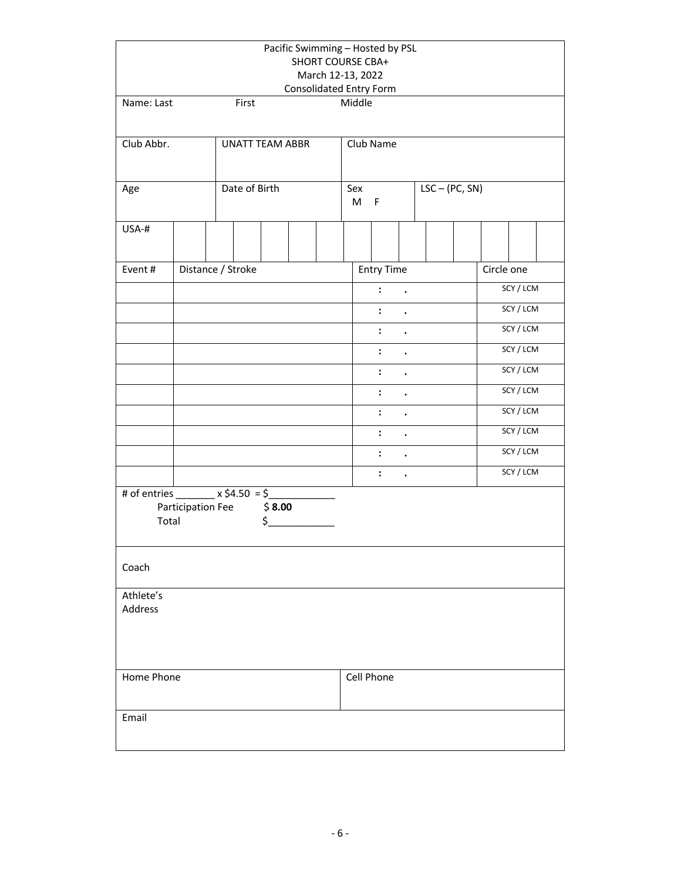Pacific Swimming – Hosted by PSL
SHORT COURSE CBA+
March 12-13, 2022
Consolidated Entry Form

| | | | |
|---|---|---|---|
| Name: Last | First | Middle | |
| Club Abbr. | UNATT TEAM ABBR | Club Name | |
| Age | Date of Birth | Sex M F | LSC – (PC, SN) |
| USA-# | | | |

| Event # | Distance / Stroke | Entry Time | Circle one |
|---|---|---|---|
| | | : . | SCY / LCM |
| | | : . | SCY / LCM |
| | | : . | SCY / LCM |
| | | : . | SCY / LCM |
| | | : . | SCY / LCM |
| | | : . | SCY / LCM |
| | | : . | SCY / LCM |
| | | : . | SCY / LCM |
| | | : . | SCY / LCM |
| | | : . | SCY / LCM |

# of entries _______ x $4.50 = $____________
Participation Fee $ **8.00**
Total $____________

| | |
|---|---|
| Coach | |
| Athlete's Address | |
| Home Phone | Cell Phone |
| Email | |